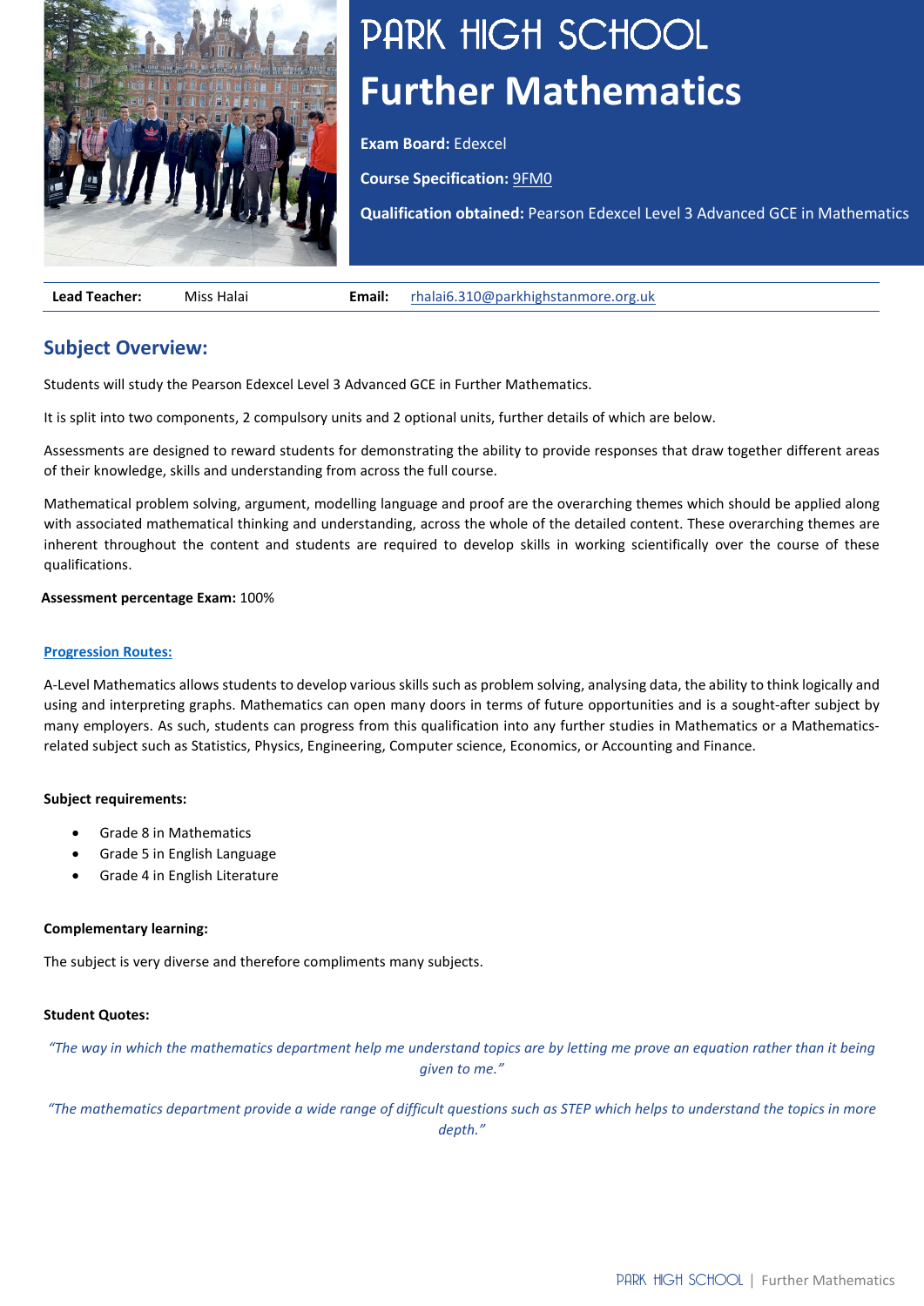# PARK HIGH SCHOOL

# Further Mathematics

**Exam Board:** Edexcel

**Course Specification:** 9FM0

**Qualification obtained:** Pearson Edexcel Level 3 Advanced GCE in Mathematics

| **Lead Teacher:** | Miss Halai | **Email:** | rhalai6.310@parkhighstanmore.org.uk |
|---|---|---|---|

## Subject Overview:

Students will study the Pearson Edexcel Level 3 Advanced GCE in Further Mathematics.

It is split into two components, 2 compulsory units and 2 optional units, further details of which are below.

Assessments are designed to reward students for demonstrating the ability to provide responses that draw together different areas of their knowledge, skills and understanding from across the full course.

Mathematical problem solving, argument, modelling language and proof are the overarching themes which should be applied along with associated mathematical thinking and understanding, across the whole of the detailed content. These overarching themes are inherent throughout the content and students are required to develop skills in working scientifically over the course of these qualifications.

**Assessment percentage Exam:** 100%

**Progression Routes:**

A-Level Mathematics allows students to develop various skills such as problem solving, analysing data, the ability to think logically and using and interpreting graphs. Mathematics can open many doors in terms of future opportunities and is a sought-after subject by many employers. As such, students can progress from this qualification into any further studies in Mathematics or a Mathematics-related subject such as Statistics, Physics, Engineering, Computer science, Economics, or Accounting and Finance.

**Subject requirements:**

- Grade 8 in Mathematics
- Grade 5 in English Language
- Grade 4 in English Literature

**Complementary learning:**

The subject is very diverse and therefore compliments many subjects.

**Student Quotes:**

*"The way in which the mathematics department help me understand topics are by letting me prove an equation rather than it being given to me."*

*"The mathematics department provide a wide range of difficult questions such as STEP which helps to understand the topics in more depth."*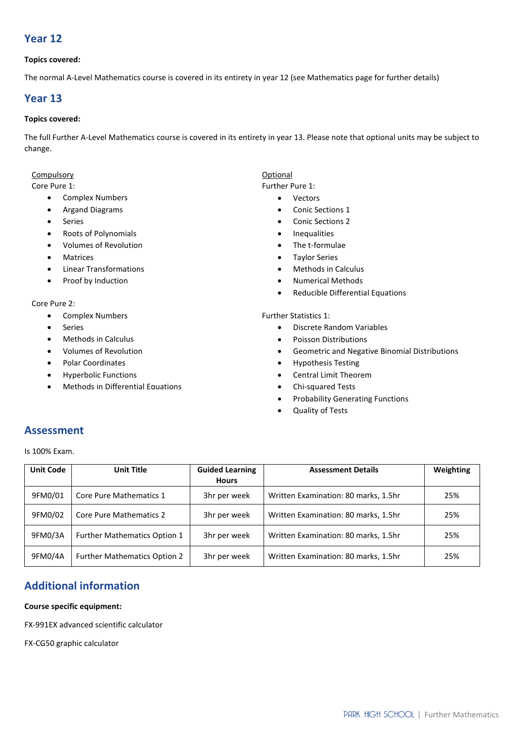## Year 12

**Topics covered:**

The normal A-Level Mathematics course is covered in its entirety in year 12 (see Mathematics page for further details)

## Year 13

**Topics covered:**

The full Further A-Level Mathematics course is covered in its entirety in year 13. Please note that optional units may be subject to change.

Compulsory

Core Pure 1:

- Complex Numbers
- Argand Diagrams
- Series
- Roots of Polynomials
- Volumes of Revolution
- Matrices
- Linear Transformations
- Proof by Induction

Core Pure 2:

- Complex Numbers
- Series
- Methods in Calculus
- Volumes of Revolution
- Polar Coordinates
- Hyperbolic Functions
- Methods in Differential Equations

Optional

Further Pure 1:

- Vectors
- Conic Sections 1
- Conic Sections 2
- Inequalities
- The t-formulae
- Taylor Series
- Methods in Calculus
- Numerical Methods
- Reducible Differential Equations

Further Statistics 1:

- Discrete Random Variables
- Poisson Distributions
- Geometric and Negative Binomial Distributions
- Hypothesis Testing
- Central Limit Theorem
- Chi-squared Tests
- Probability Generating Functions
- Quality of Tests

## Assessment

Is 100% Exam.

| Unit Code | Unit Title | Guided Learning Hours | Assessment Details | Weighting |
|---|---|---|---|---|
| 9FM0/01 | Core Pure Mathematics 1 | 3hr per week | Written Examination: 80 marks, 1.5hr | 25% |
| 9FM0/02 | Core Pure Mathematics 2 | 3hr per week | Written Examination: 80 marks, 1.5hr | 25% |
| 9FM0/3A | Further Mathematics Option 1 | 3hr per week | Written Examination: 80 marks, 1.5hr | 25% |
| 9FM0/4A | Further Mathematics Option 2 | 3hr per week | Written Examination: 80 marks, 1.5hr | 25% |

## Additional information

**Course specific equipment:**

FX-991EX advanced scientific calculator

FX-CG50 graphic calculator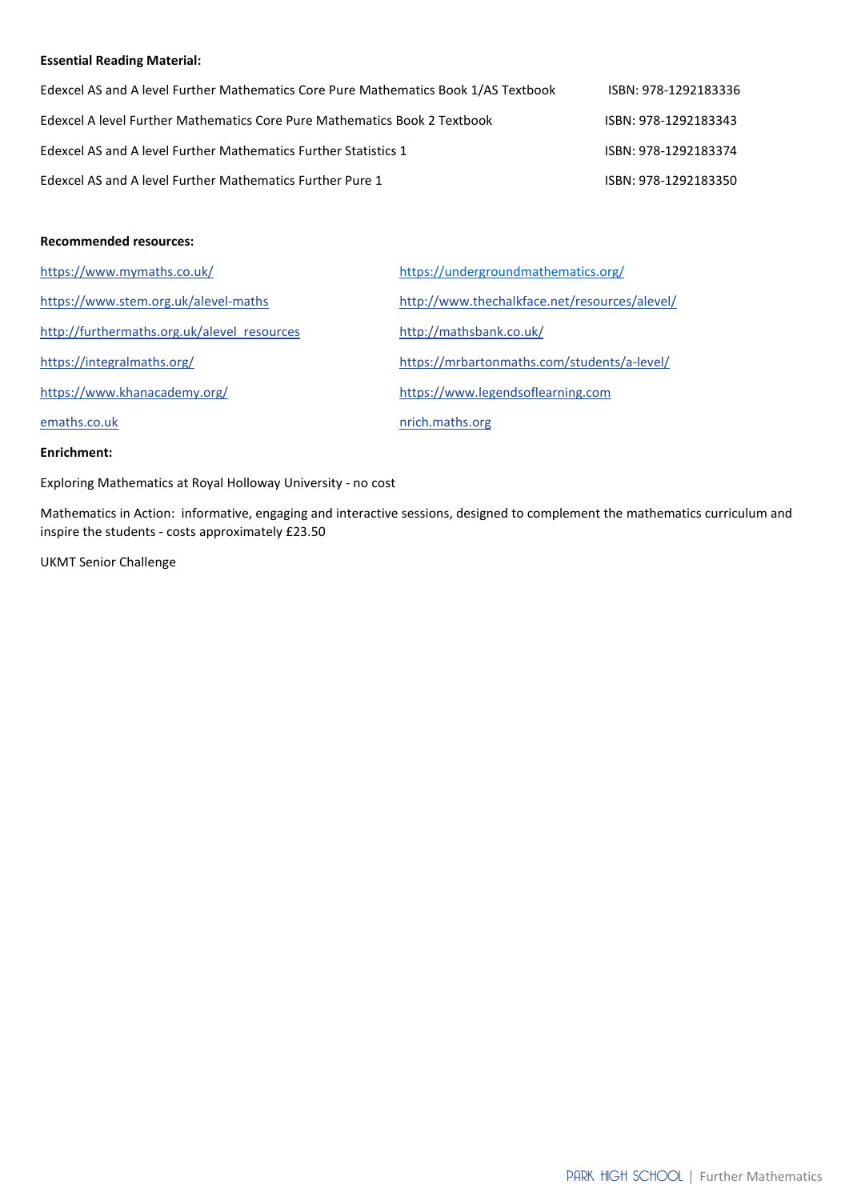**Essential Reading Material:**

| | |
|---|---|
| Edexcel AS and A level Further Mathematics Core Pure Mathematics Book 1/AS Textbook | ISBN: 978-1292183336 |
| Edexcel A level Further Mathematics Core Pure Mathematics Book 2 Textbook | ISBN: 978-1292183343 |
| Edexcel AS and A level Further Mathematics Further Statistics 1 | ISBN: 978-1292183374 |
| Edexcel AS and A level Further Mathematics Further Pure 1 | ISBN: 978-1292183350 |

**Recommended resources:**

- https://www.mymaths.co.uk/
- https://www.stem.org.uk/alevel-maths
- http://furthermaths.org.uk/alevel_resources
- https://integralmaths.org/
- https://www.khanacademy.org/
- emaths.co.uk
- https://undergroundmathematics.org/
- http://www.thechalkface.net/resources/alevel/
- http://mathsbank.co.uk/
- https://mrbartonmaths.com/students/a-level/
- https://www.legendsoflearning.com
- nrich.maths.org

**Enrichment:**

Exploring Mathematics at Royal Holloway University - no cost

Mathematics in Action: informative, engaging and interactive sessions, designed to complement the mathematics curriculum and inspire the students - costs approximately £23.50

UKMT Senior Challenge